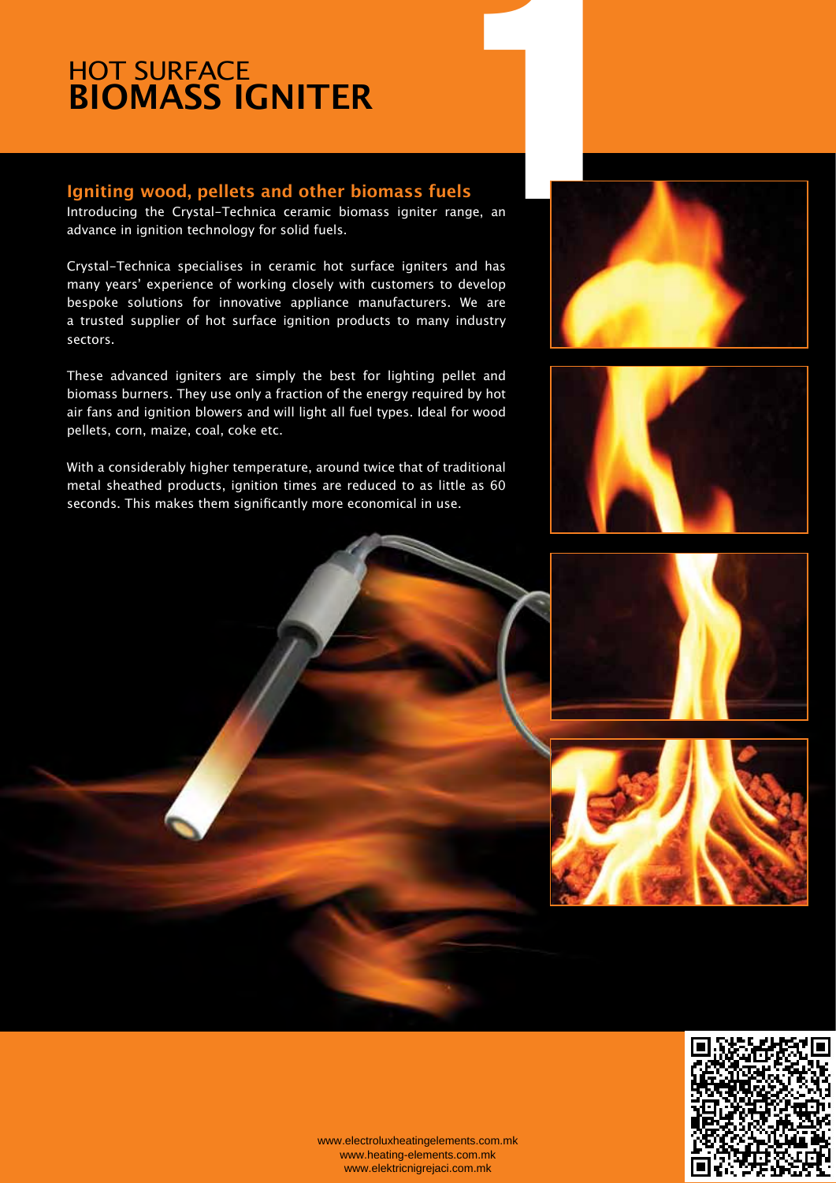# HOT SURFACE
# BIOMASS IGNITER

## Igniting wood, pellets and other biomass fuels

Introducing the Crystal-Technica ceramic biomass igniter range, an advance in ignition technology for solid fuels.

Crystal-Technica specialises in ceramic hot surface igniters and has many years' experience of working closely with customers to develop bespoke solutions for innovative appliance manufacturers. We are a trusted supplier of hot surface ignition products to many industry sectors.

These advanced igniters are simply the best for lighting pellet and biomass burners. They use only a fraction of the energy required by hot air fans and ignition blowers and will light all fuel types. Ideal for wood pellets, corn, maize, coal, coke etc.

With a considerably higher temperature, around twice that of traditional metal sheathed products, ignition times are reduced to as little as 60 seconds. This makes them significantly more economical in use.

www.electroluxheatingelements.com.mk
www.heating-elements.com.mk
www.elektricnigrejaci.com.mk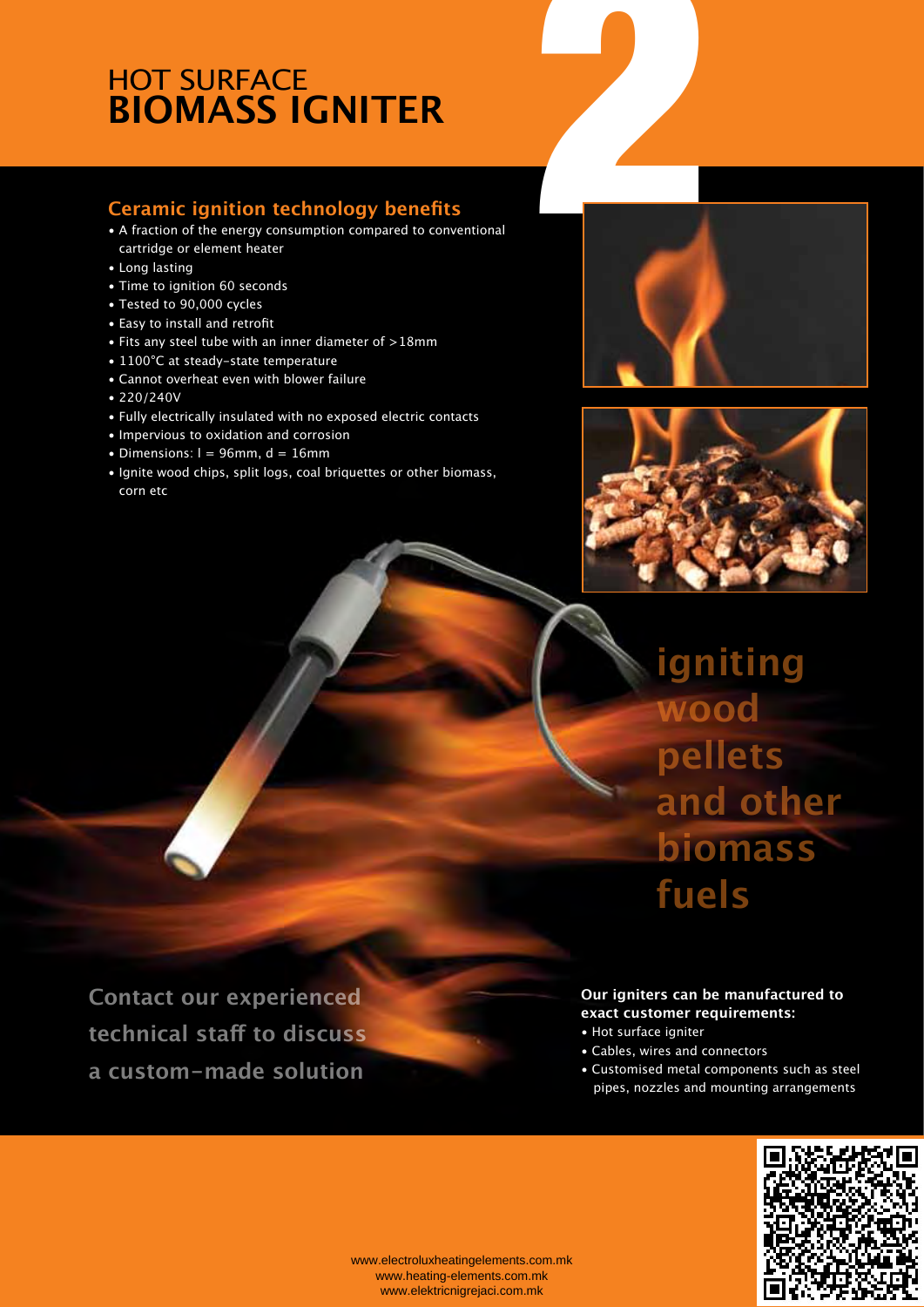# HOT SURFACE
# BIOMASS IGNITER

## Ceramic ignition technology benefits

- A fraction of the energy consumption compared to conventional cartridge or element heater
- Long lasting
- Time to ignition 60 seconds
- Tested to 90,000 cycles
- Easy to install and retrofit
- Fits any steel tube with an inner diameter of >18mm
- 1100°C at steady-state temperature
- Cannot overheat even with blower failure
- 220/240V
- Fully electrically insulated with no exposed electric contacts
- Impervious to oxidation and corrosion
- Dimensions: l = 96mm, d = 16mm
- Ignite wood chips, split logs, coal briquettes or other biomass, corn etc

**igniting wood pellets and other biomass fuels**

**Contact our experienced technical staff to discuss a custom-made solution**

**Our igniters can be manufactured to exact customer requirements:**

- Hot surface igniter
- Cables, wires and connectors
- Customised metal components such as steel pipes, nozzles and mounting arrangements

www.electroluxheatingelements.com.mk
www.heating-elements.com.mk
www.elektricnigrejaci.com.mk